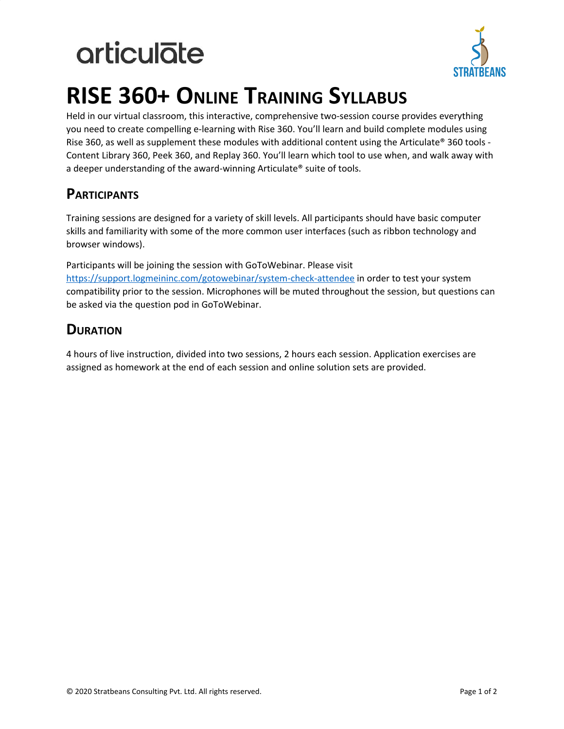# RISE 360+ Online Training Syllabus

Held in our virtual classroom, this interactive, comprehensive two-session course provides everything you need to create compelling e-learning with Rise 360. You'll learn and build complete modules using Rise 360, as well as supplement these modules with additional content using the Articulate® 360 tools - Content Library 360, Peek 360, and Replay 360. You'll learn which tool to use when, and walk away with a deeper understanding of the award-winning Articulate® suite of tools.

## Participants

Training sessions are designed for a variety of skill levels. All participants should have basic computer skills and familiarity with some of the more common user interfaces (such as ribbon technology and browser windows).

Participants will be joining the session with GoToWebinar. Please visit https://support.logmeininc.com/gotowebinar/system-check-attendee in order to test your system compatibility prior to the session. Microphones will be muted throughout the session, but questions can be asked via the question pod in GoToWebinar.

## Duration

4 hours of live instruction, divided into two sessions, 2 hours each session. Application exercises are assigned as homework at the end of each session and online solution sets are provided.

© 2020 Stratbeans Consulting Pvt. Ltd. All rights reserved.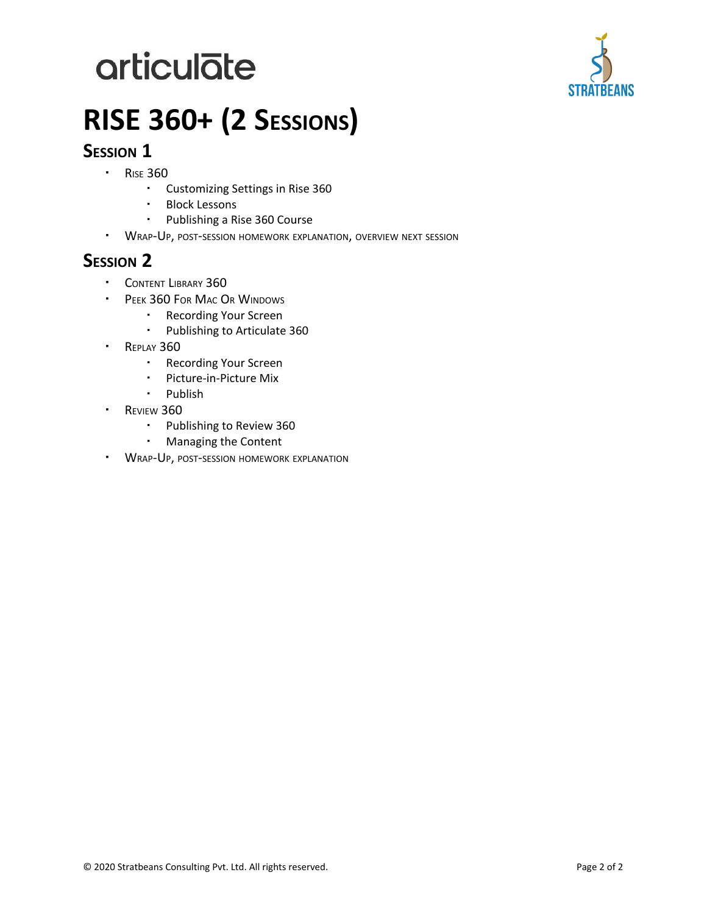# RISE 360+ (2 Sessions)

## Session 1

- Rise 360
  - Customizing Settings in Rise 360
  - Block Lessons
  - Publishing a Rise 360 Course
- Wrap-Up, post-session homework explanation, overview next session

## Session 2

- Content Library 360
- Peek 360 For Mac Or Windows
  - Recording Your Screen
  - Publishing to Articulate 360
- Replay 360
  - Recording Your Screen
  - Picture-in-Picture Mix
  - Publish
- Review 360
  - Publishing to Review 360
  - Managing the Content
- Wrap-Up, post-session homework explanation

© 2020 Stratbeans Consulting Pvt. Ltd. All rights reserved.